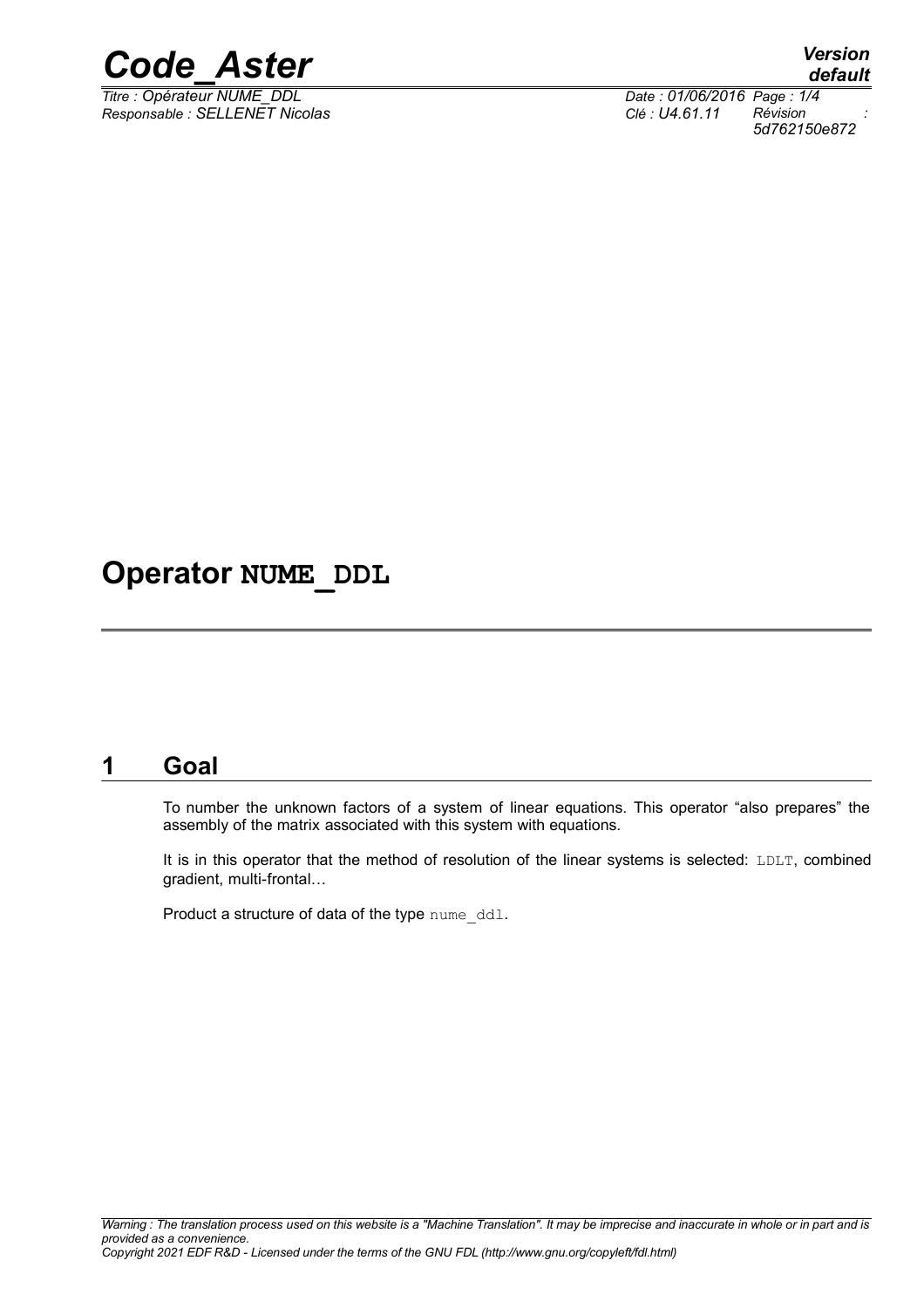# Operator NUME_DDL

## 1 Goal

To number the unknown factors of a system of linear equations. This operator “also prepares” the assembly of the matrix associated with this system with equations.

It is in this operator that the method of resolution of the linear systems is selected: LDLT, combined gradient, multi-frontal…

Product a structure of data of the type nume_ddl.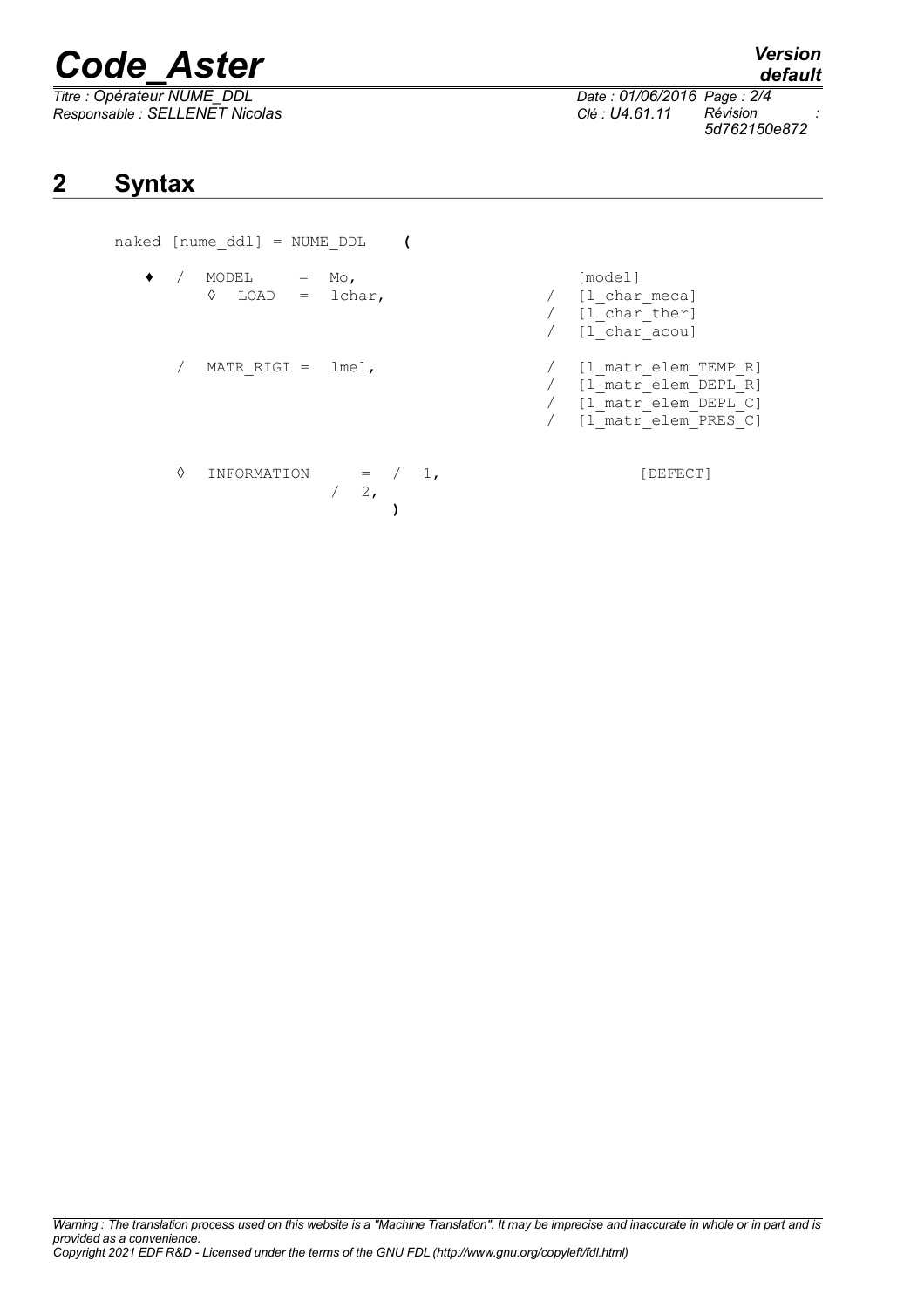## 2 Syntax

```
naked [nume_ddl] = NUME_DDL    (

   ♦  /  MODEL     =  Mo,                   [model]
         ◊  LOAD   =  lchar,             /  [l_char_meca]
                                         /  [l_char_ther]
                                         /  [l_char_acou]

      /  MATR_RIGI =  lmel,              /  [l_matr_elem_TEMP_R]
                                         /  [l_matr_elem_DEPL_R]
                                         /  [l_matr_elem_DEPL_C]
                                         /  [l_matr_elem_PRES_C]

      ◊  INFORMATION     =  /  1,                  [DEFECT]
                            /  2,
                               )
```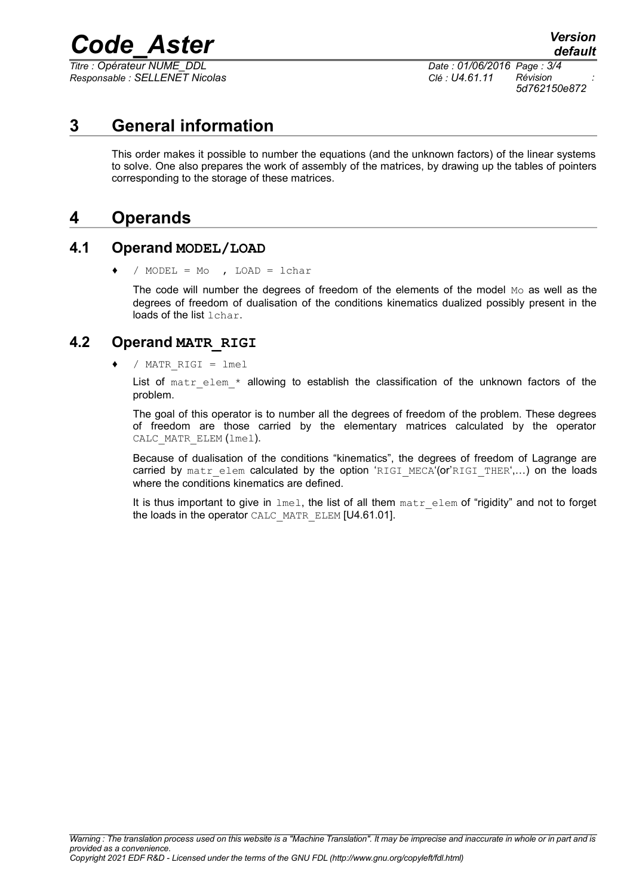# 3 General information

This order makes it possible to number the equations (and the unknown factors) of the linear systems to solve. One also prepares the work of assembly of the matrices, by drawing up the tables of pointers corresponding to the storage of these matrices.

# 4 Operands

## 4.1 Operand MODEL/LOAD

♦ / MODEL = Mo , LOAD = lchar

The code will number the degrees of freedom of the elements of the model Mo as well as the degrees of freedom of dualisation of the conditions kinematics dualized possibly present in the loads of the list lchar.

## 4.2 Operand MATR_RIGI

♦ / MATR_RIGI = lmel

List of matr_elem_* allowing to establish the classification of the unknown factors of the problem.

The goal of this operator is to number all the degrees of freedom of the problem. These degrees of freedom are those carried by the elementary matrices calculated by the operator CALC_MATR_ELEM (lmel).

Because of dualisation of the conditions "kinematics", the degrees of freedom of Lagrange are carried by matr_elem calculated by the option 'RIGI_MECA'(or'RIGI_THER',...) on the loads where the conditions kinematics are defined.

It is thus important to give in lmel, the list of all them matr_elem of "rigidity" and not to forget the loads in the operator CALC_MATR_ELEM [U4.61.01].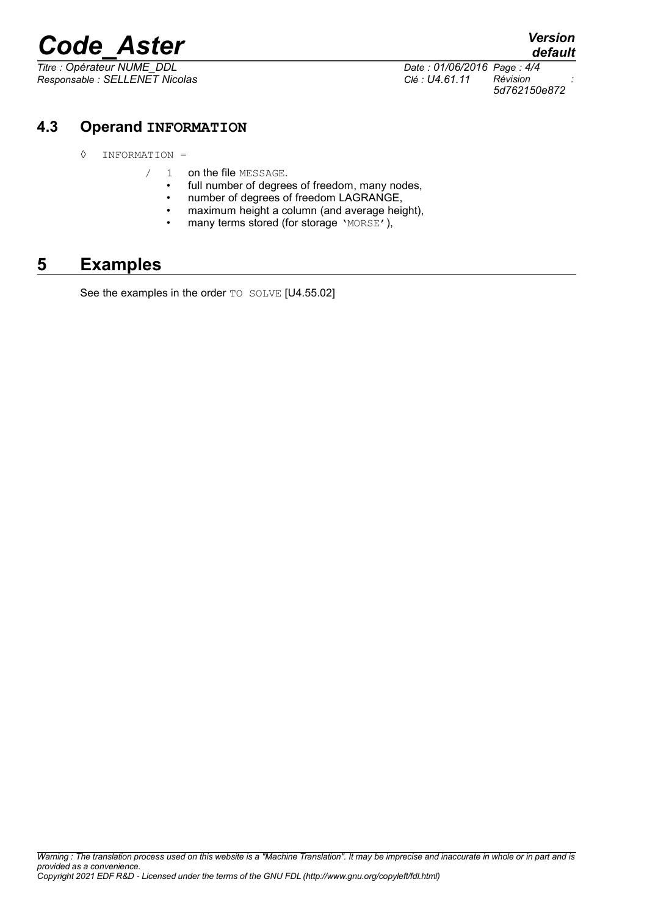### 4.3 Operand **INFORMATION**

◊ INFORMATION =

/ 1 on the file MESSAGE.

- full number of degrees of freedom, many nodes,
- number of degrees of freedom LAGRANGE,
- maximum height a column (and average height),
- many terms stored (for storage 'MORSE'),

## 5 Examples

See the examples in the order TO SOLVE [U4.55.02]